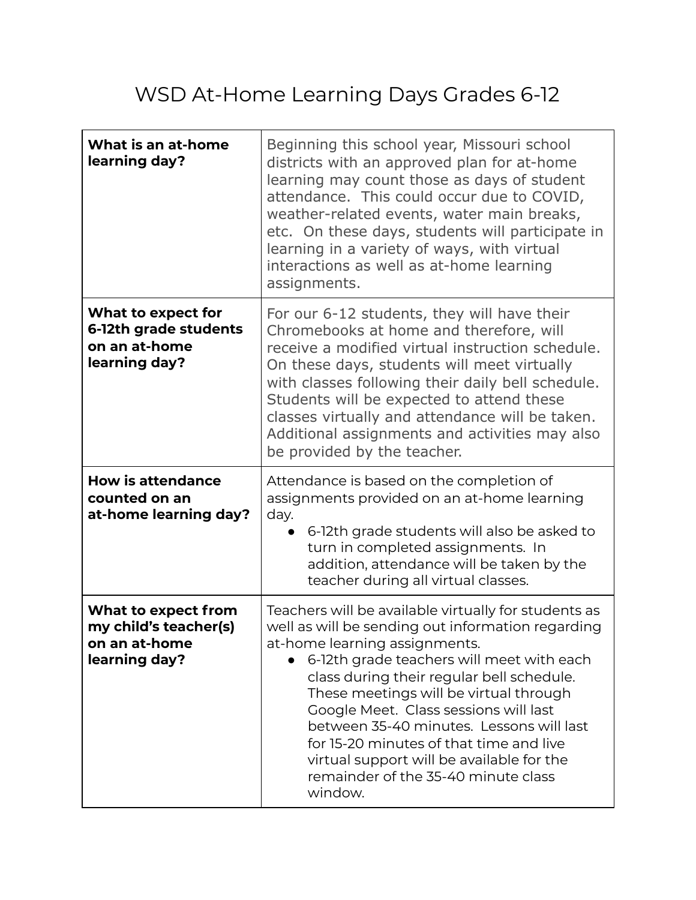# WSD At-Home Learning Days Grades 6-12

| | |
|---|---|
| **What is an at-home learning day?** | Beginning this school year, Missouri school districts with an approved plan for at-home learning may count those as days of student attendance. This could occur due to COVID, weather-related events, water main breaks, etc. On these days, students will participate in learning in a variety of ways, with virtual interactions as well as at-home learning assignments. |
| **What to expect for 6-12th grade students on an at-home learning day?** | For our 6-12 students, they will have their Chromebooks at home and therefore, will receive a modified virtual instruction schedule. On these days, students will meet virtually with classes following their daily bell schedule. Students will be expected to attend these classes virtually and attendance will be taken. Additional assignments and activities may also be provided by the teacher. |
| **How is attendance counted on an at-home learning day?** | Attendance is based on the completion of assignments provided on an at-home learning day.<br>● 6-12th grade students will also be asked to turn in completed assignments. In addition, attendance will be taken by the teacher during all virtual classes. |
| **What to expect from my child's teacher(s) on an at-home learning day?** | Teachers will be available virtually for students as well as will be sending out information regarding at-home learning assignments.<br>● 6-12th grade teachers will meet with each class during their regular bell schedule. These meetings will be virtual through Google Meet. Class sessions will last between 35-40 minutes. Lessons will last for 15-20 minutes of that time and live virtual support will be available for the remainder of the 35-40 minute class window. |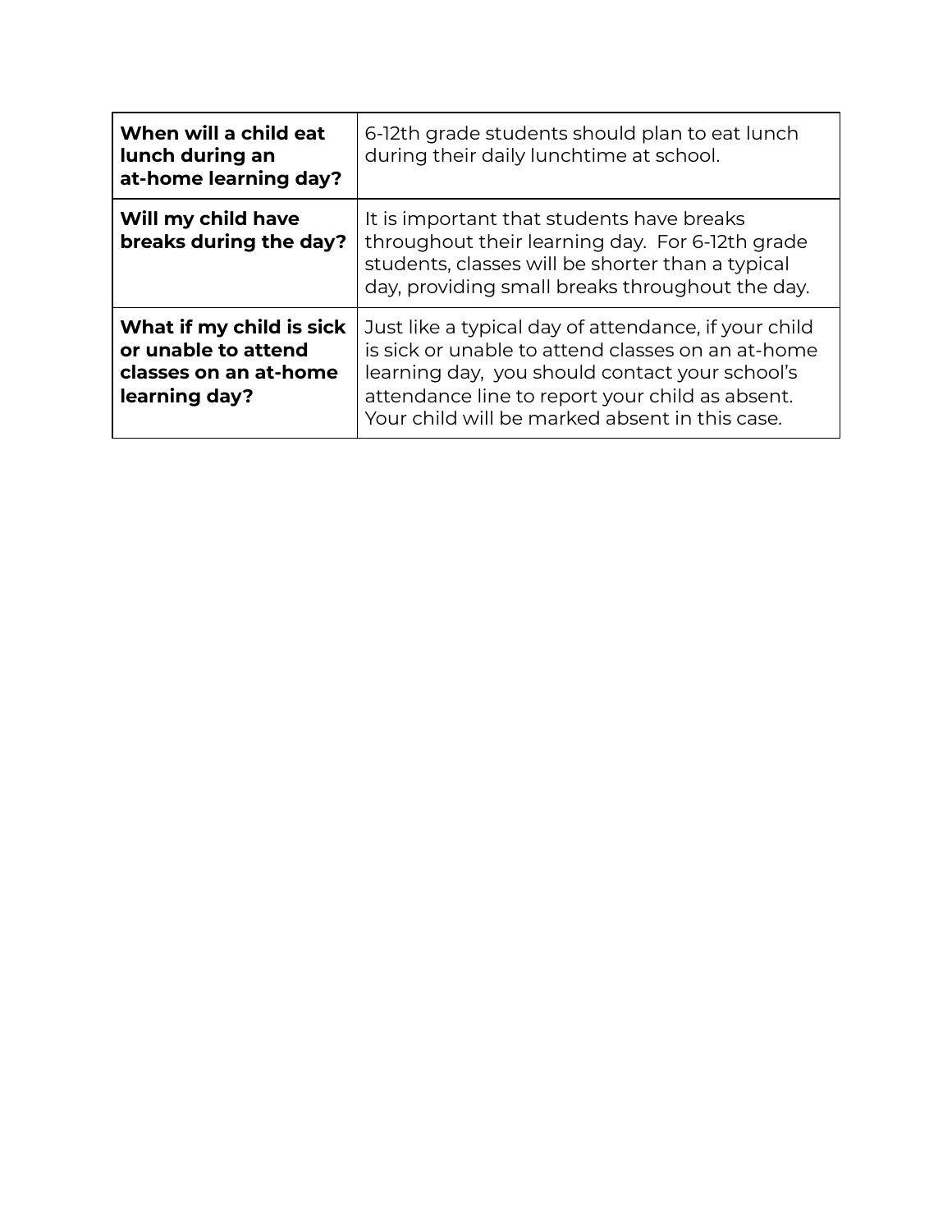| | |
| --- | --- |
| **When will a child eat lunch during an at-home learning day?** | 6-12th grade students should plan to eat lunch during their daily lunchtime at school. |
| **Will my child have breaks during the day?** | It is important that students have breaks throughout their learning day. For 6-12th grade students, classes will be shorter than a typical day, providing small breaks throughout the day. |
| **What if my child is sick or unable to attend classes on an at-home learning day?** | Just like a typical day of attendance, if your child is sick or unable to attend classes on an at-home learning day, you should contact your school's attendance line to report your child as absent. Your child will be marked absent in this case. |